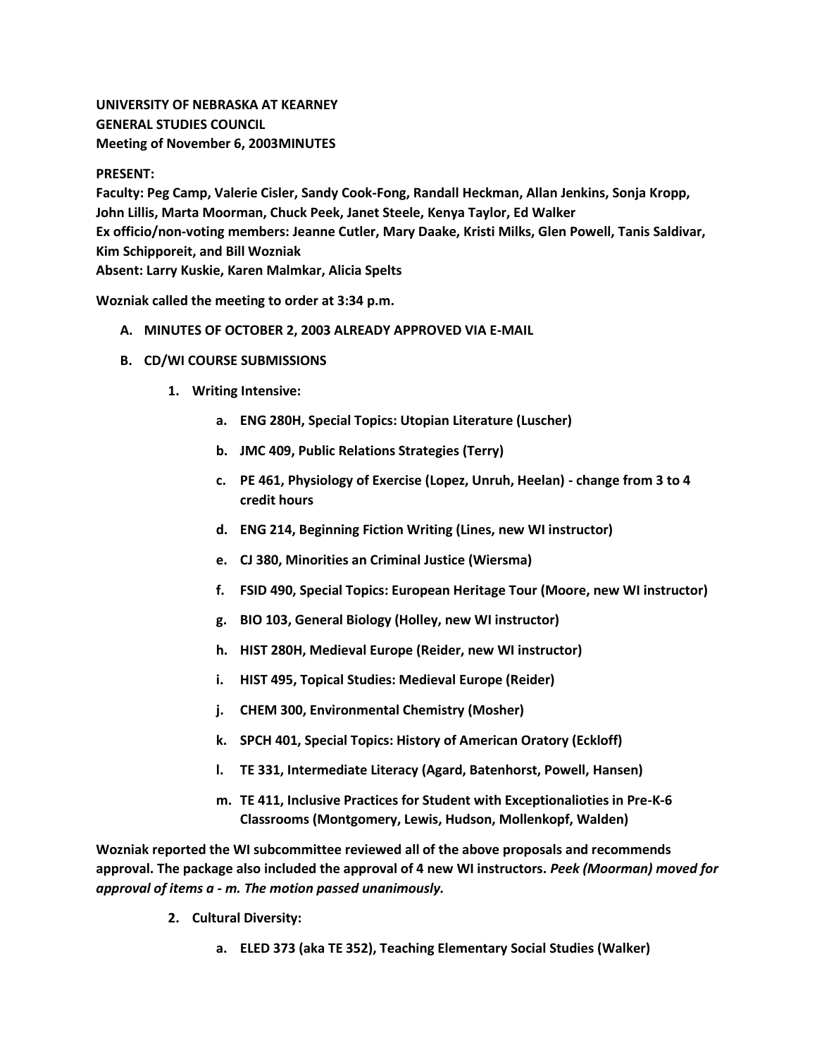**UNIVERSITY OF NEBRASKA AT KEARNEY**
**GENERAL STUDIES COUNCIL**
**Meeting of November 6, 2003MINUTES**

**PRESENT:**
**Faculty: Peg Camp, Valerie Cisler, Sandy Cook-Fong, Randall Heckman, Allan Jenkins, Sonja Kropp, John Lillis, Marta Moorman, Chuck Peek, Janet Steele, Kenya Taylor, Ed Walker**
**Ex officio/non-voting members: Jeanne Cutler, Mary Daake, Kristi Milks, Glen Powell, Tanis Saldivar, Kim Schipporeit, and Bill Wozniak**
**Absent: Larry Kuskie, Karen Malmkar, Alicia Spelts**

**Wozniak called the meeting to order at 3:34 p.m.**

A. **MINUTES OF OCTOBER 2, 2003 ALREADY APPROVED VIA E-MAIL**

B. **CD/WI COURSE SUBMISSIONS**

   1. **Writing Intensive:**

      a. **ENG 280H, Special Topics: Utopian Literature (Luscher)**

      b. **JMC 409, Public Relations Strategies (Terry)**

      c. **PE 461, Physiology of Exercise (Lopez, Unruh, Heelan) - change from 3 to 4 credit hours**

      d. **ENG 214, Beginning Fiction Writing (Lines, new WI instructor)**

      e. **CJ 380, Minorities an Criminal Justice (Wiersma)**

      f. **FSID 490, Special Topics: European Heritage Tour (Moore, new WI instructor)**

      g. **BIO 103, General Biology (Holley, new WI instructor)**

      h. **HIST 280H, Medieval Europe (Reider, new WI instructor)**

      i. **HIST 495, Topical Studies: Medieval Europe (Reider)**

      j. **CHEM 300, Environmental Chemistry (Mosher)**

      k. **SPCH 401, Special Topics: History of American Oratory (Eckloff)**

      l. **TE 331, Intermediate Literacy (Agard, Batenhorst, Powell, Hansen)**

      m. **TE 411, Inclusive Practices for Student with Exceptionalioties in Pre-K-6 Classrooms (Montgomery, Lewis, Hudson, Mollenkopf, Walden)**

**Wozniak reported the WI subcommittee reviewed all of the above proposals and recommends approval. The package also included the approval of 4 new WI instructors.** ***Peek (Moorman) moved for approval of items a - m. The motion passed unanimously.***

   2. **Cultural Diversity:**

      a. **ELED 373 (aka TE 352), Teaching Elementary Social Studies (Walker)**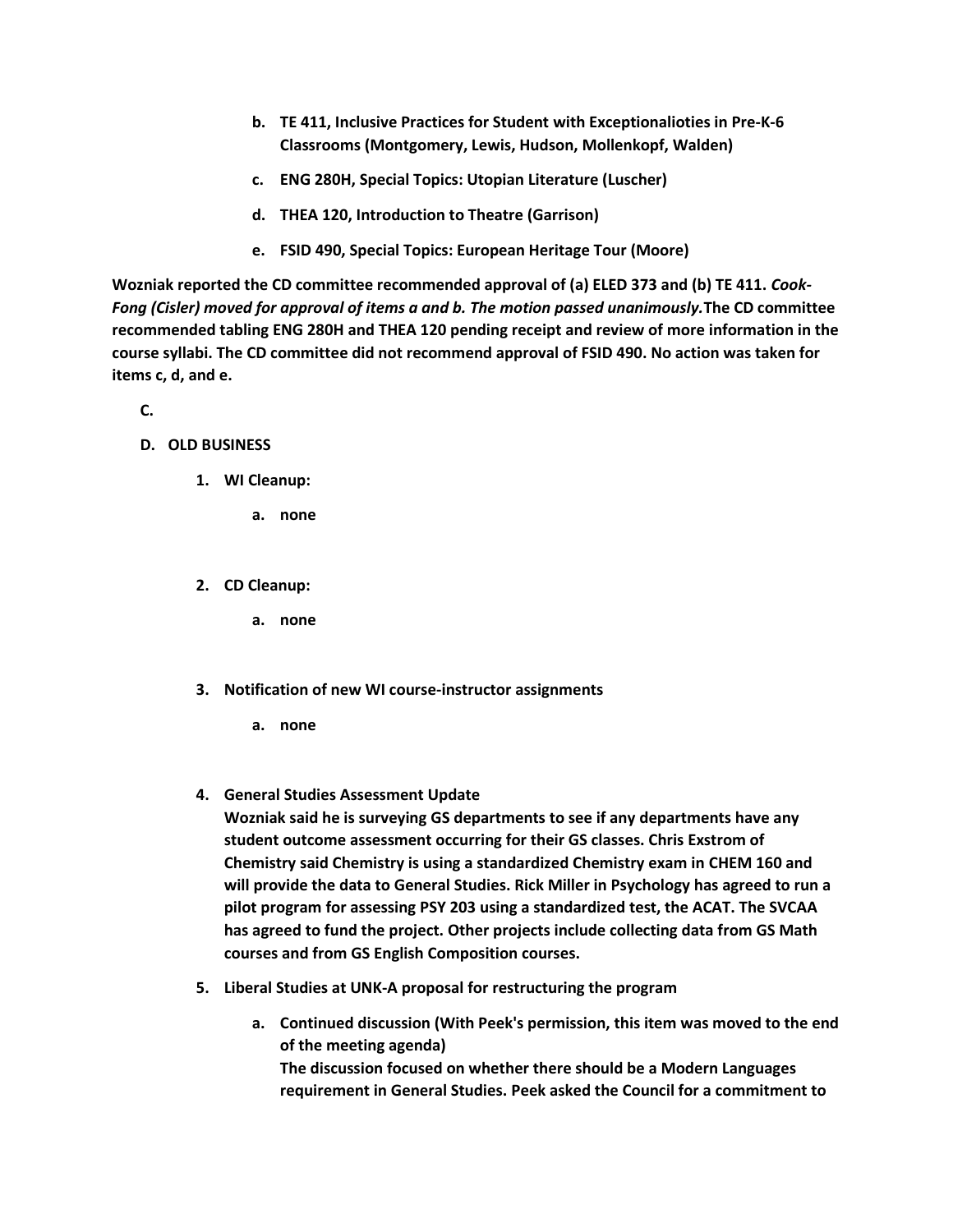b. **TE 411, Inclusive Practices for Student with Exceptionaliοties in Pre-K-6 Classrooms (Montgomery, Lewis, Hudson, Mollenkopf, Walden)**

c. **ENG 280H, Special Topics: Utopian Literature (Luscher)**

d. **THEA 120, Introduction to Theatre (Garrison)**

e. **FSID 490, Special Topics: European Heritage Tour (Moore)**

**Wozniak reported the CD committee recommended approval of (a) ELED 373 and (b) TE 411. *Cook-Fong (Cisler) moved for approval of items a and b. The motion passed unanimously.* The CD committee recommended tabling ENG 280H and THEA 120 pending receipt and review of more information in the course syllabi. The CD committee did not recommend approval of FSID 490. No action was taken for items c, d, and e.**

**C.**

**D. OLD BUSINESS**

1. **WI Cleanup:**
   a. **none**

2. **CD Cleanup:**
   a. **none**

3. **Notification of new WI course-instructor assignments**
   a. **none**

4. **General Studies Assessment Update**
   **Wozniak said he is surveying GS departments to see if any departments have any student outcome assessment occurring for their GS classes. Chris Exstrom of Chemistry said Chemistry is using a standardized Chemistry exam in CHEM 160 and will provide the data to General Studies. Rick Miller in Psychology has agreed to run a pilot program for assessing PSY 203 using a standardized test, the ACAT. The SVCAA has agreed to fund the project. Other projects include collecting data from GS Math courses and from GS English Composition courses.**

5. **Liberal Studies at UNK-A proposal for restructuring the program**
   a. **Continued discussion (With Peek's permission, this item was moved to the end of the meeting agenda)**
   **The discussion focused on whether there should be a Modern Languages requirement in General Studies. Peek asked the Council for a commitment to**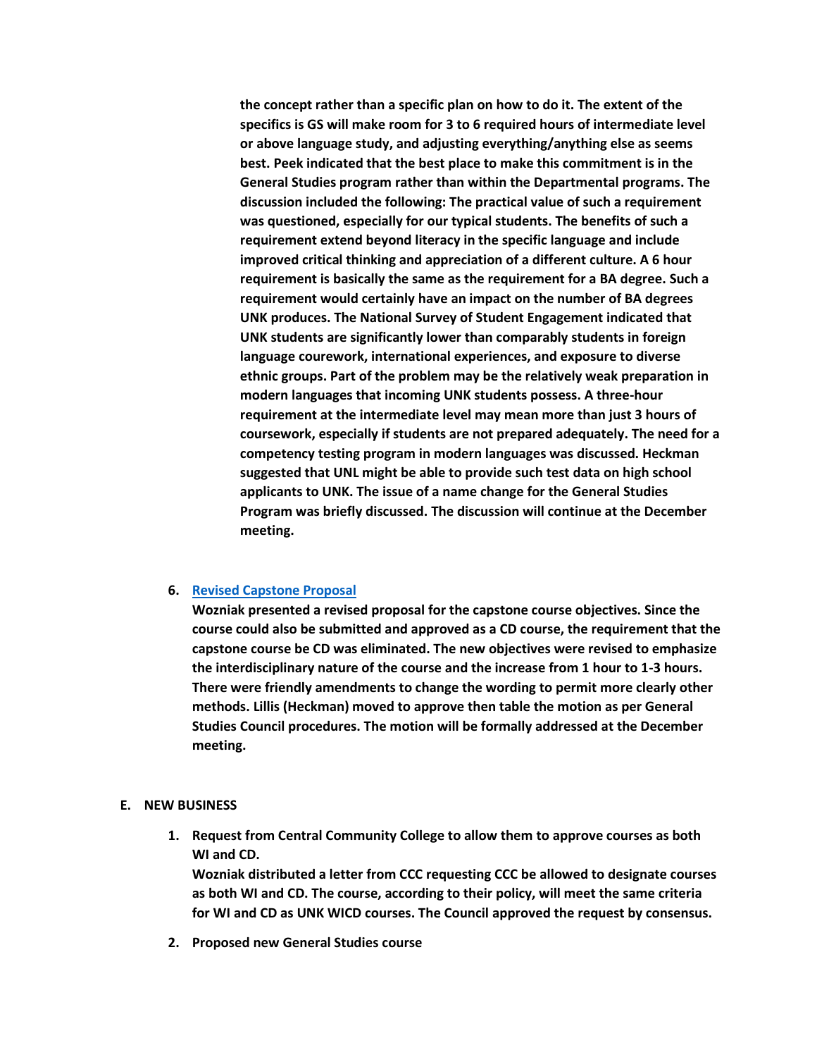**the concept rather than a specific plan on how to do it. The extent of the specifics is GS will make room for 3 to 6 required hours of intermediate level or above language study, and adjusting everything/anything else as seems best. Peek indicated that the best place to make this commitment is in the General Studies program rather than within the Departmental programs. The discussion included the following: The practical value of such a requirement was questioned, especially for our typical students. The benefits of such a requirement extend beyond literacy in the specific language and include improved critical thinking and appreciation of a different culture. A 6 hour requirement is basically the same as the requirement for a BA degree. Such a requirement would certainly have an impact on the number of BA degrees UNK produces. The National Survey of Student Engagement indicated that UNK students are significantly lower than comparably students in foreign language courework, international experiences, and exposure to diverse ethnic groups. Part of the problem may be the relatively weak preparation in modern languages that incoming UNK students possess. A three-hour requirement at the intermediate level may mean more than just 3 hours of coursework, especially if students are not prepared adequately. The need for a competency testing program in modern languages was discussed. Heckman suggested that UNL might be able to provide such test data on high school applicants to UNK. The issue of a name change for the General Studies Program was briefly discussed. The discussion will continue at the December meeting.**

6. **Revised Capstone Proposal**
   **Wozniak presented a revised proposal for the capstone course objectives. Since the course could also be submitted and approved as a CD course, the requirement that the capstone course be CD was eliminated. The new objectives were revised to emphasize the interdisciplinary nature of the course and the increase from 1 hour to 1-3 hours. There were friendly amendments to change the wording to permit more clearly other methods. Lillis (Heckman) moved to approve then table the motion as per General Studies Council procedures. The motion will be formally addressed at the December meeting.**

## E. NEW BUSINESS

1. **Request from Central Community College to allow them to approve courses as both WI and CD.**
   **Wozniak distributed a letter from CCC requesting CCC be allowed to designate courses as both WI and CD. The course, according to their policy, will meet the same criteria for WI and CD as UNK WICD courses. The Council approved the request by consensus.**

2. **Proposed new General Studies course**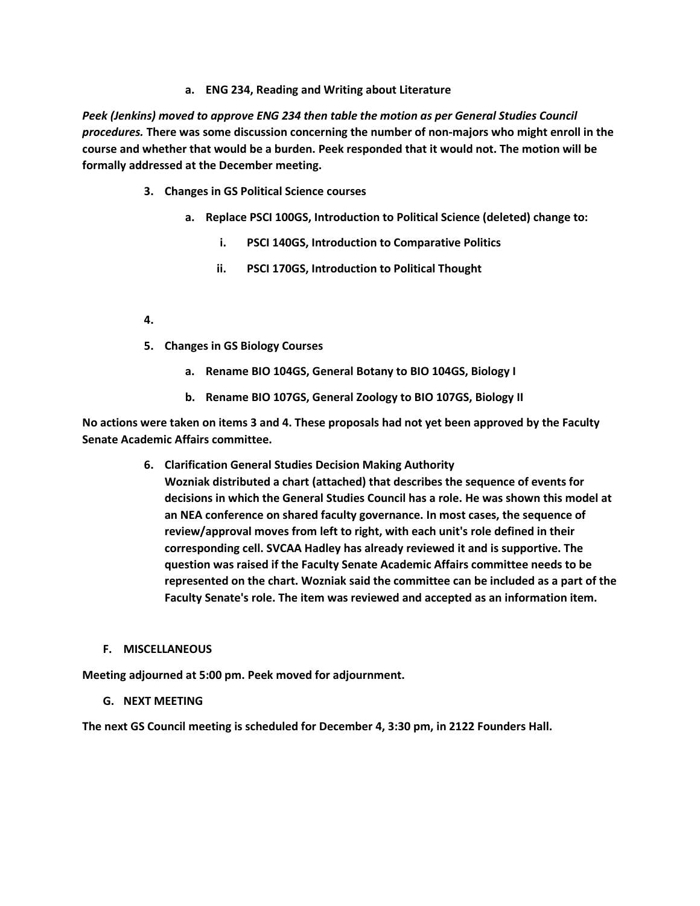a. **ENG 234, Reading and Writing about Literature**

***Peek (Jenkins) moved to approve ENG 234 then table the motion as per General Studies Council procedures.*** **There was some discussion concerning the number of non-majors who might enroll in the course and whether that would be a burden. Peek responded that it would not. The motion will be formally addressed at the December meeting.**

3. **Changes in GS Political Science courses**
   a. **Replace PSCI 100GS, Introduction to Political Science (deleted) change to:**
      i. **PSCI 140GS, Introduction to Comparative Politics**
      ii. **PSCI 170GS, Introduction to Political Thought**

4.

5. **Changes in GS Biology Courses**
   a. **Rename BIO 104GS, General Botany to BIO 104GS, Biology I**
   b. **Rename BIO 107GS, General Zoology to BIO 107GS, Biology II**

**No actions were taken on items 3 and 4. These proposals had not yet been approved by the Faculty Senate Academic Affairs committee.**

6. **Clarification General Studies Decision Making Authority**
   **Wozniak distributed a chart (attached) that describes the sequence of events for decisions in which the General Studies Council has a role. He was shown this model at an NEA conference on shared faculty governance. In most cases, the sequence of review/approval moves from left to right, with each unit's role defined in their corresponding cell. SVCAA Hadley has already reviewed it and is supportive. The question was raised if the Faculty Senate Academic Affairs committee needs to be represented on the chart. Wozniak said the committee can be included as a part of the Faculty Senate's role. The item was reviewed and accepted as an information item.**

## F. MISCELLANEOUS

**Meeting adjourned at 5:00 pm. Peek moved for adjournment.**

## G. NEXT MEETING

**The next GS Council meeting is scheduled for December 4, 3:30 pm, in 2122 Founders Hall.**